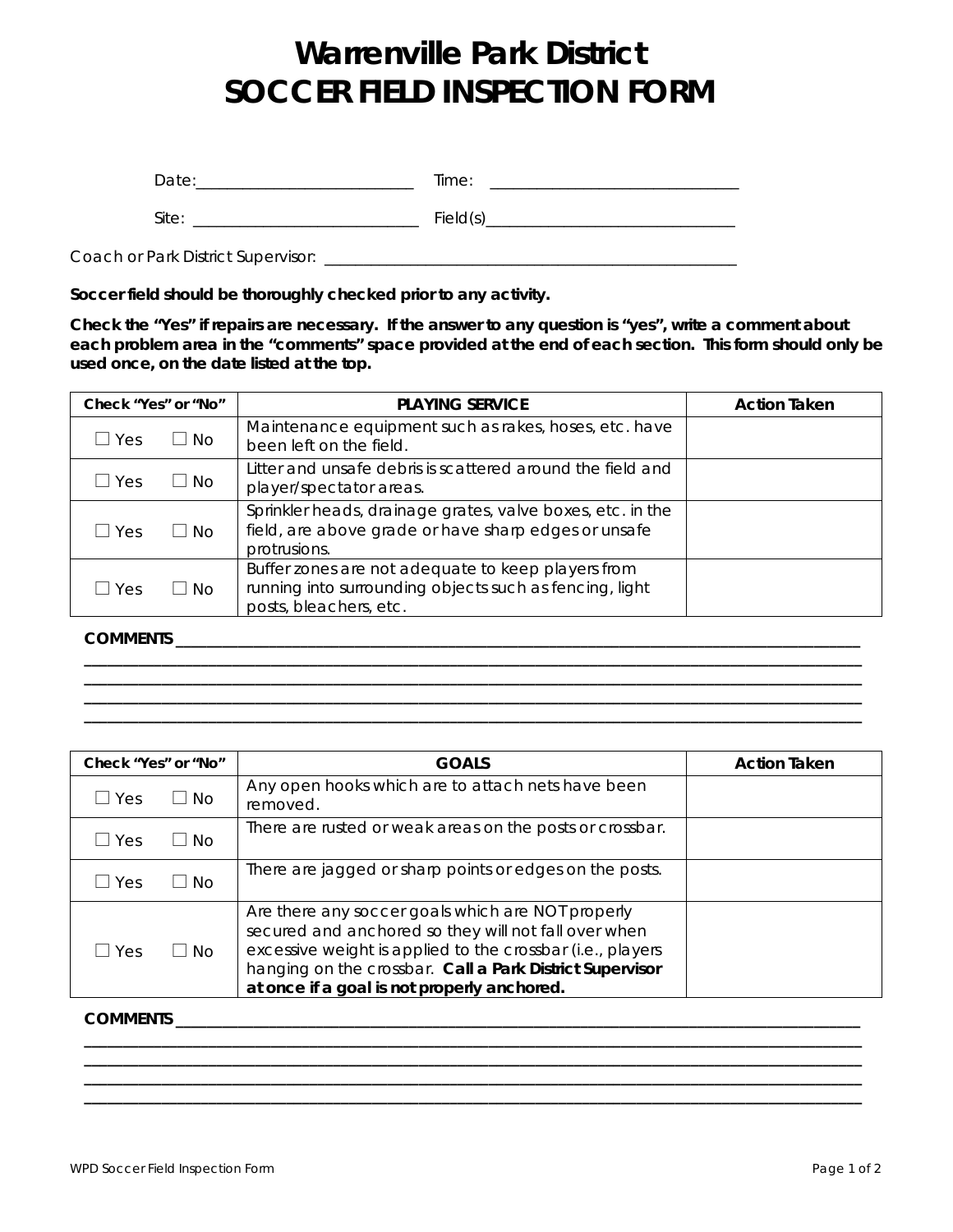# Warrenville Park District
# SOCCER FIELD INSPECTION FORM

Date:___________________________ Time: ______________________________

Site: ____________________________ Field(s)_______________________________

Coach or Park District Supervisor: ___________________________________________________

**Soccer field should be thoroughly checked prior to any activity.**

**Check the "Yes" if repairs are necessary. If the answer to any question is "yes", write a comment about each problem area in the "comments" space provided at the end of each section. This form should only be used once, on the date listed at the top.**

| Check "Yes" or "No" | PLAYING SERVICE | Action Taken |
|---|---|---|
| ☐ Yes ☐ No | Maintenance equipment such as rakes, hoses, etc. have been left on the field. | |
| ☐ Yes ☐ No | Litter and unsafe debris is scattered around the field and player/spectator areas. | |
| ☐ Yes ☐ No | Sprinkler heads, drainage grates, valve boxes, etc. in the field, are above grade or have sharp edges or unsafe protrusions. | |
| ☐ Yes ☐ No | Buffer zones are not adequate to keep players from running into surrounding objects such as fencing, light posts, bleachers, etc. | |

**COMMENTS** ___________________________________________________________________________
_______________________________________________________________________________________
_______________________________________________________________________________________
_______________________________________________________________________________________
_______________________________________________________________________________________

| Check "Yes" or "No" | GOALS | Action Taken |
|---|---|---|
| ☐ Yes ☐ No | Any open hooks which are to attach nets have been removed. | |
| ☐ Yes ☐ No | There are rusted or weak areas on the posts or crossbar. | |
| ☐ Yes ☐ No | There are jagged or sharp points or edges on the posts. | |
| ☐ Yes ☐ No | Are there any soccer goals which are NOT properly secured and anchored so they will not fall over when excessive weight is applied to the crossbar (i.e., players hanging on the crossbar. **Call a Park District Supervisor at once if a goal is not properly anchored.** | |

**COMMENTS** ___________________________________________________________________________
_______________________________________________________________________________________
_______________________________________________________________________________________
_______________________________________________________________________________________
_______________________________________________________________________________________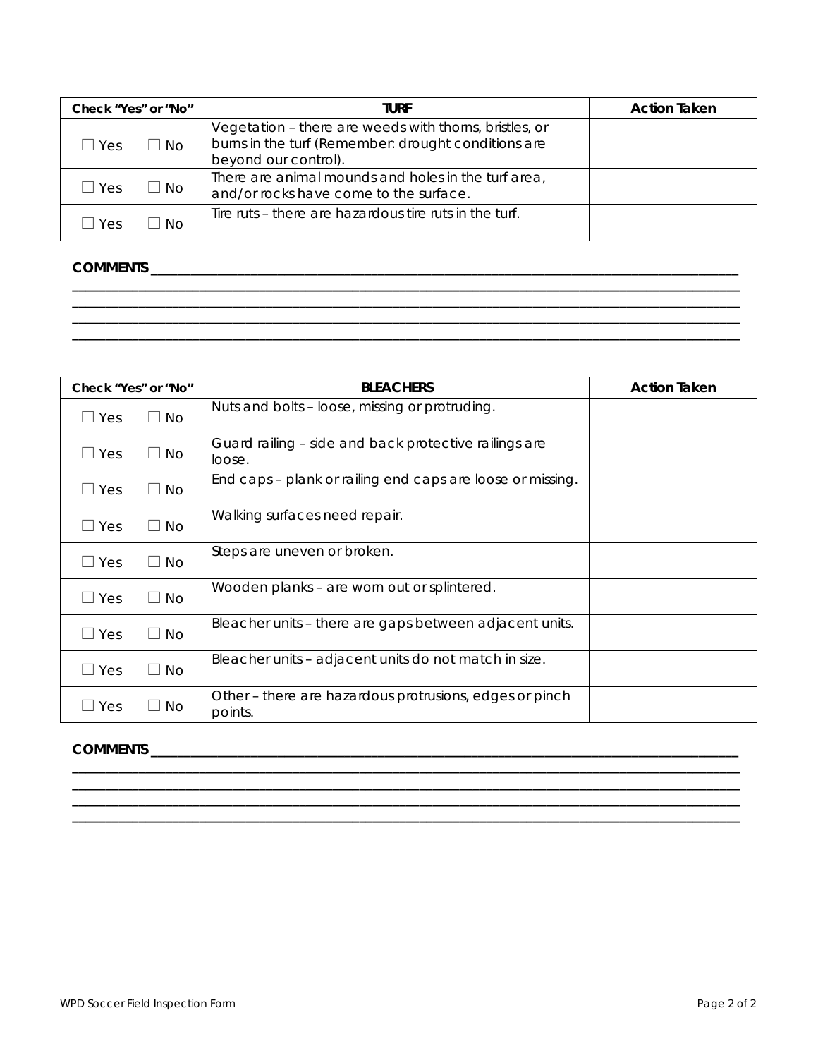| Check "Yes" or "No" | TURF | Action Taken |
|---|---|---|
| ☐ Yes ☐ No | Vegetation – there are weeds with thorns, bristles, or burns in the turf (Remember: drought conditions are beyond our control). | |
| ☐ Yes ☐ No | There are animal mounds and holes in the turf area, and/or rocks have come to the surface. | |
| ☐ Yes ☐ No | Tire ruts – there are hazardous tire ruts in the turf. | |

**COMMENTS** ______________________________________________________________________________
______________________________________________________________________________________
______________________________________________________________________________________
______________________________________________________________________________________
______________________________________________________________________________________

| Check "Yes" or "No" | BLEACHERS | Action Taken |
|---|---|---|
| ☐ Yes ☐ No | Nuts and bolts – loose, missing or protruding. | |
| ☐ Yes ☐ No | Guard railing – side and back protective railings are loose. | |
| ☐ Yes ☐ No | End caps – plank or railing end caps are loose or missing. | |
| ☐ Yes ☐ No | Walking surfaces need repair. | |
| ☐ Yes ☐ No | Steps are uneven or broken. | |
| ☐ Yes ☐ No | Wooden planks – are worn out or splintered. | |
| ☐ Yes ☐ No | Bleacher units – there are gaps between adjacent units. | |
| ☐ Yes ☐ No | Bleacher units – adjacent units do not match in size. | |
| ☐ Yes ☐ No | Other – there are hazardous protrusions, edges or pinch points. | |

**COMMENTS** ______________________________________________________________________________
______________________________________________________________________________________
______________________________________________________________________________________
______________________________________________________________________________________
______________________________________________________________________________________